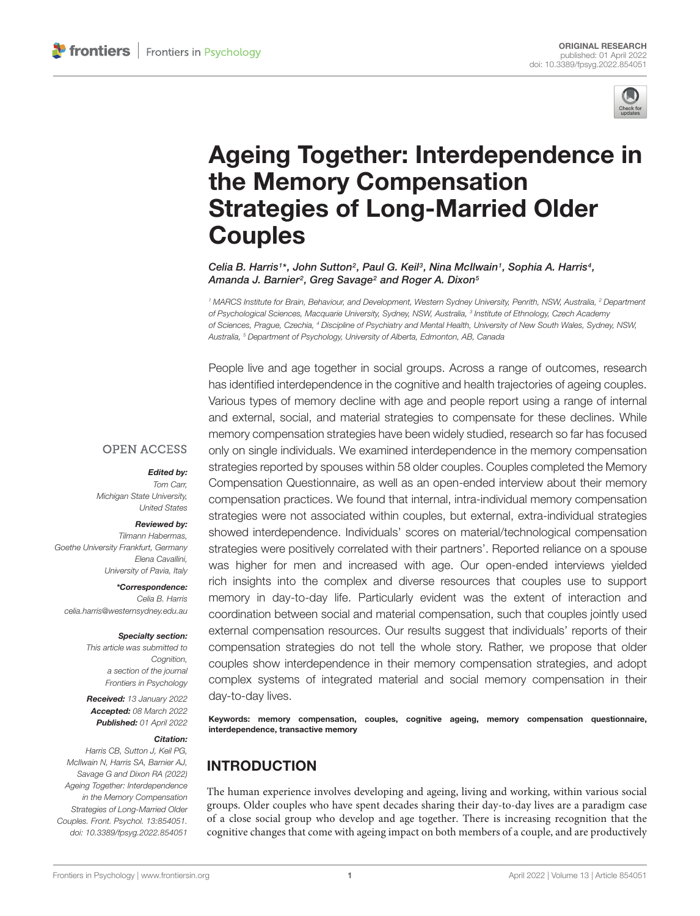ORIGINAL RESEARCH
published: 01 April 2022
doi: 10.3389/fpsyg.2022.854051

# Ageing Together: Interdependence in the Memory Compensation Strategies of Long-Married Older Couples

*Celia B. Harris[1]\*, John Sutton[2], Paul G. Keil[3], Nina McIlwain[1], Sophia A. Harris[4], Amanda J. Barnier[2], Greg Savage[2] and Roger A. Dixon[5]*

[1] MARCS Institute for Brain, Behaviour, and Development, Western Sydney University, Penrith, NSW, Australia, [2] Department of Psychological Sciences, Macquarie University, Sydney, NSW, Australia, [3] Institute of Ethnology, Czech Academy of Sciences, Prague, Czechia, [4] Discipline of Psychiatry and Mental Health, University of New South Wales, Sydney, NSW, Australia, [5] Department of Psychology, University of Alberta, Edmonton, AB, Canada

People live and age together in social groups. Across a range of outcomes, research has identified interdependence in the cognitive and health trajectories of ageing couples. Various types of memory decline with age and people report using a range of internal and external, social, and material strategies to compensate for these declines. While memory compensation strategies have been widely studied, research so far has focused only on single individuals. We examined interdependence in the memory compensation strategies reported by spouses within 58 older couples. Couples completed the Memory Compensation Questionnaire, as well as an open-ended interview about their memory compensation practices. We found that internal, intra-individual memory compensation strategies were not associated within couples, but external, extra-individual strategies showed interdependence. Individuals' scores on material/technological compensation strategies were positively correlated with their partners'. Reported reliance on a spouse was higher for men and increased with age. Our open-ended interviews yielded rich insights into the complex and diverse resources that couples use to support memory in day-to-day life. Particularly evident was the extent of interaction and coordination between social and material compensation, such that couples jointly used external compensation resources. Our results suggest that individuals' reports of their compensation strategies do not tell the whole story. Rather, we propose that older couples show interdependence in their memory compensation strategies, and adopt complex systems of integrated material and social memory compensation in their day-to-day lives.

**Keywords:** memory compensation, couples, cognitive ageing, memory compensation questionnaire, interdependence, transactive memory

OPEN ACCESS

***Edited by:***
*Tom Carr,
Michigan State University,
United States*

***Reviewed by:***
*Tilmann Habermas,
Goethe University Frankfurt, Germany
Elena Cavallini,
University of Pavia, Italy*

***\*Correspondence:***
*Celia B. Harris
celia.harris@westernsydney.edu.au*

***Specialty section:***
*This article was submitted to Cognition,
a section of the journal
Frontiers in Psychology*

***Received:*** *13 January 2022*
***Accepted:*** *08 March 2022*
***Published:*** *01 April 2022*

***Citation:***
*Harris CB, Sutton J, Keil PG, McIlwain N, Harris SA, Barnier AJ, Savage G and Dixon RA (2022) Ageing Together: Interdependence in the Memory Compensation Strategies of Long-Married Older Couples. Front. Psychol. 13:854051. doi: 10.3389/fpsyg.2022.854051*

## INTRODUCTION

The human experience involves developing and ageing, living and working, within various social groups. Older couples who have spent decades sharing their day-to-day lives are a paradigm case of a close social group who develop and age together. There is increasing recognition that the cognitive changes that come with ageing impact on both members of a couple, and are productively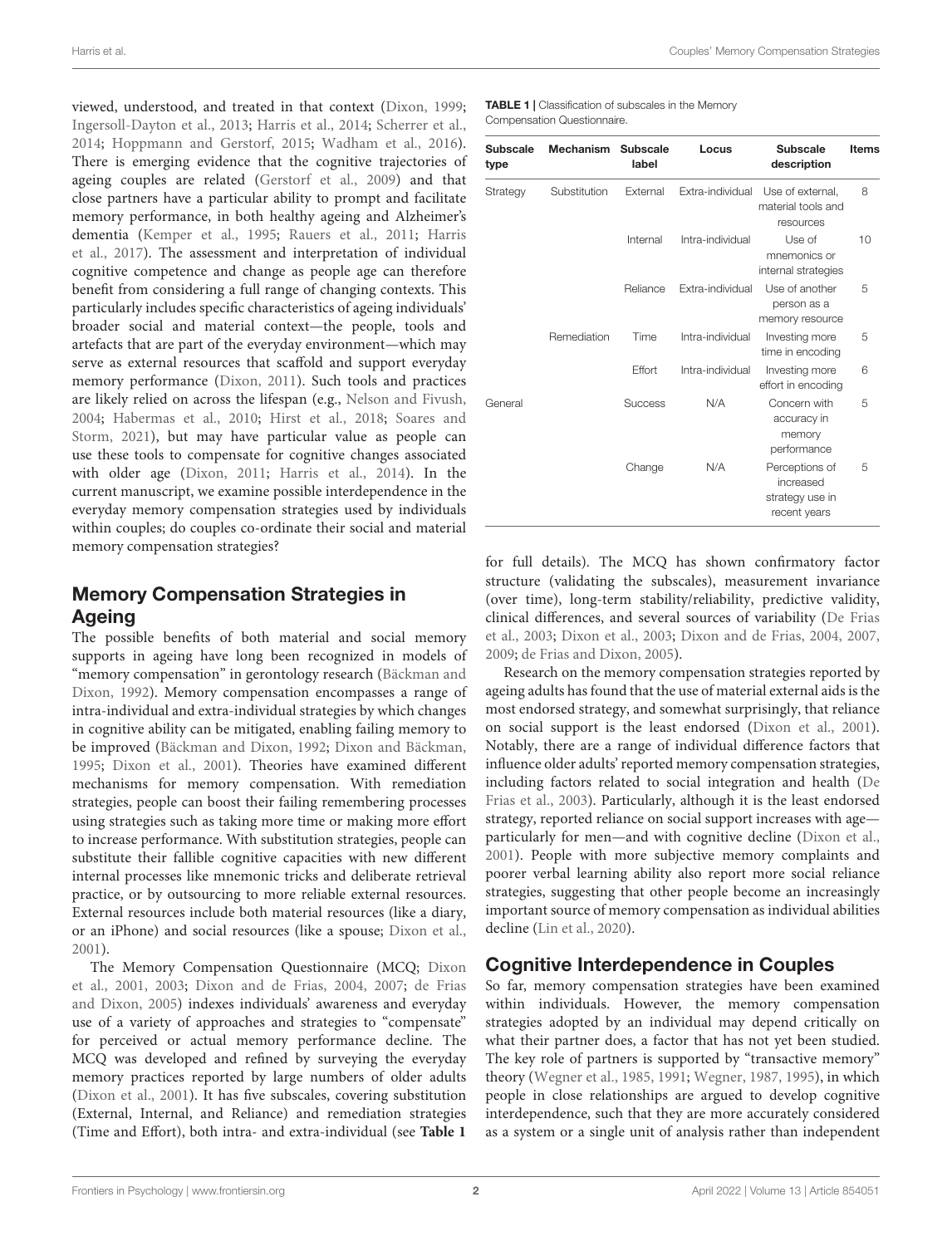viewed, understood, and treated in that context (Dixon, 1999; Ingersoll-Dayton et al., 2013; Harris et al., 2014; Scherrer et al., 2014; Hoppmann and Gerstorf, 2015; Wadham et al., 2016). There is emerging evidence that the cognitive trajectories of ageing couples are related (Gerstorf et al., 2009) and that close partners have a particular ability to prompt and facilitate memory performance, in both healthy ageing and Alzheimer's dementia (Kemper et al., 1995; Rauers et al., 2011; Harris et al., 2017). The assessment and interpretation of individual cognitive competence and change as people age can therefore benefit from considering a full range of changing contexts. This particularly includes specific characteristics of ageing individuals' broader social and material context—the people, tools and artefacts that are part of the everyday environment—which may serve as external resources that scaffold and support everyday memory performance (Dixon, 2011). Such tools and practices are likely relied on across the lifespan (e.g., Nelson and Fivush, 2004; Habermas et al., 2010; Hirst et al., 2018; Soares and Storm, 2021), but may have particular value as people can use these tools to compensate for cognitive changes associated with older age (Dixon, 2011; Harris et al., 2014). In the current manuscript, we examine possible interdependence in the everyday memory compensation strategies used by individuals within couples; do couples co-ordinate their social and material memory compensation strategies?

## Memory Compensation Strategies in Ageing

The possible benefits of both material and social memory supports in ageing have long been recognized in models of "memory compensation" in gerontology research (Bäckman and Dixon, 1992). Memory compensation encompasses a range of intra-individual and extra-individual strategies by which changes in cognitive ability can be mitigated, enabling failing memory to be improved (Bäckman and Dixon, 1992; Dixon and Bäckman, 1995; Dixon et al., 2001). Theories have examined different mechanisms for memory compensation. With remediation strategies, people can boost their failing remembering processes using strategies such as taking more time or making more effort to increase performance. With substitution strategies, people can substitute their fallible cognitive capacities with new different internal processes like mnemonic tricks and deliberate retrieval practice, or by outsourcing to more reliable external resources. External resources include both material resources (like a diary, or an iPhone) and social resources (like a spouse; Dixon et al., 2001).

The Memory Compensation Questionnaire (MCQ; Dixon et al., 2001, 2003; Dixon and de Frias, 2004, 2007; de Frias and Dixon, 2005) indexes individuals' awareness and everyday use of a variety of approaches and strategies to "compensate" for perceived or actual memory performance decline. The MCQ was developed and refined by surveying the everyday memory practices reported by large numbers of older adults (Dixon et al., 2001). It has five subscales, covering substitution (External, Internal, and Reliance) and remediation strategies (Time and Effort), both intra- and extra-individual (see **Table 1** for full details). The MCQ has shown confirmatory factor structure (validating the subscales), measurement invariance (over time), long-term stability/reliability, predictive validity, clinical differences, and several sources of variability (De Frias et al., 2003; Dixon et al., 2003; Dixon and de Frias, 2004, 2007, 2009; de Frias and Dixon, 2005).

**TABLE 1** | Classification of subscales in the Memory Compensation Questionnaire.

| Subscale type | Mechanism | Subscale label | Locus | Subscale description | Items |
|---|---|---|---|---|---|
| Strategy | Substitution | External | Extra-individual | Use of external, material tools and resources | 8 |
| | | Internal | Intra-individual | Use of mnemonics or internal strategies | 10 |
| | | Reliance | Extra-individual | Use of another person as a memory resource | 5 |
| | Remediation | Time | Intra-individual | Investing more time in encoding | 5 |
| | | Effort | Intra-individual | Investing more effort in encoding | 6 |
| General | | Success | N/A | Concern with accuracy in memory performance | 5 |
| | | Change | N/A | Perceptions of increased strategy use in recent years | 5 |

Research on the memory compensation strategies reported by ageing adults has found that the use of material external aids is the most endorsed strategy, and somewhat surprisingly, that reliance on social support is the least endorsed (Dixon et al., 2001). Notably, there are a range of individual difference factors that influence older adults' reported memory compensation strategies, including factors related to social integration and health (De Frias et al., 2003). Particularly, although it is the least endorsed strategy, reported reliance on social support increases with age—particularly for men—and with cognitive decline (Dixon et al., 2001). People with more subjective memory complaints and poorer verbal learning ability also report more social reliance strategies, suggesting that other people become an increasingly important source of memory compensation as individual abilities decline (Lin et al., 2020).

## Cognitive Interdependence in Couples

So far, memory compensation strategies have been examined within individuals. However, the memory compensation strategies adopted by an individual may depend critically on what their partner does, a factor that has not yet been studied. The key role of partners is supported by "transactive memory" theory (Wegner et al., 1985, 1991; Wegner, 1987, 1995), in which people in close relationships are argued to develop cognitive interdependence, such that they are more accurately considered as a system or a single unit of analysis rather than independent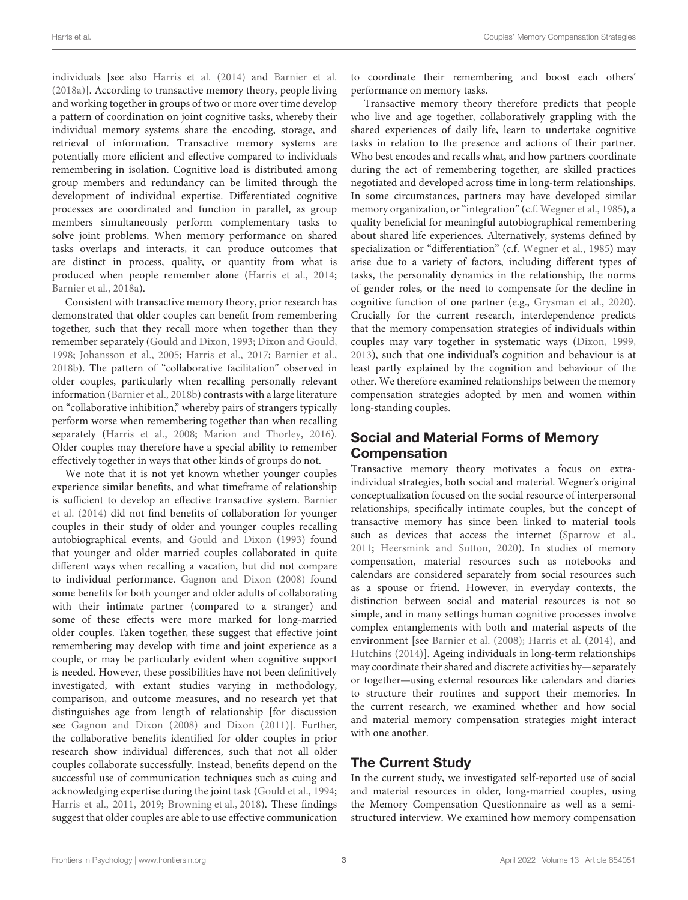individuals [see also Harris et al. (2014) and Barnier et al. (2018a)]. According to transactive memory theory, people living and working together in groups of two or more over time develop a pattern of coordination on joint cognitive tasks, whereby their individual memory systems share the encoding, storage, and retrieval of information. Transactive memory systems are potentially more efficient and effective compared to individuals remembering in isolation. Cognitive load is distributed among group members and redundancy can be limited through the development of individual expertise. Differentiated cognitive processes are coordinated and function in parallel, as group members simultaneously perform complementary tasks to solve joint problems. When memory performance on shared tasks overlaps and interacts, it can produce outcomes that are distinct in process, quality, or quantity from what is produced when people remember alone (Harris et al., 2014; Barnier et al., 2018a).

Consistent with transactive memory theory, prior research has demonstrated that older couples can benefit from remembering together, such that they recall more when together than they remember separately (Gould and Dixon, 1993; Dixon and Gould, 1998; Johansson et al., 2005; Harris et al., 2017; Barnier et al., 2018b). The pattern of "collaborative facilitation" observed in older couples, particularly when recalling personally relevant information (Barnier et al., 2018b) contrasts with a large literature on "collaborative inhibition," whereby pairs of strangers typically perform worse when remembering together than when recalling separately (Harris et al., 2008; Marion and Thorley, 2016). Older couples may therefore have a special ability to remember effectively together in ways that other kinds of groups do not.

We note that it is not yet known whether younger couples experience similar benefits, and what timeframe of relationship is sufficient to develop an effective transactive system. Barnier et al. (2014) did not find benefits of collaboration for younger couples in their study of older and younger couples recalling autobiographical events, and Gould and Dixon (1993) found that younger and older married couples collaborated in quite different ways when recalling a vacation, but did not compare to individual performance. Gagnon and Dixon (2008) found some benefits for both younger and older adults of collaborating with their intimate partner (compared to a stranger) and some of these effects were more marked for long-married older couples. Taken together, these suggest that effective joint remembering may develop with time and joint experience as a couple, or may be particularly evident when cognitive support is needed. However, these possibilities have not been definitively investigated, with extant studies varying in methodology, comparison, and outcome measures, and no research yet that distinguishes age from length of relationship [for discussion see Gagnon and Dixon (2008) and Dixon (2011)]. Further, the collaborative benefits identified for older couples in prior research show individual differences, such that not all older couples collaborate successfully. Instead, benefits depend on the successful use of communication techniques such as cuing and acknowledging expertise during the joint task (Gould et al., 1994; Harris et al., 2011, 2019; Browning et al., 2018). These findings suggest that older couples are able to use effective communication to coordinate their remembering and boost each others' performance on memory tasks.

Transactive memory theory therefore predicts that people who live and age together, collaboratively grappling with the shared experiences of daily life, learn to undertake cognitive tasks in relation to the presence and actions of their partner. Who best encodes and recalls what, and how partners coordinate during the act of remembering together, are skilled practices negotiated and developed across time in long-term relationships. In some circumstances, partners may have developed similar memory organization, or "integration" (c.f. Wegner et al., 1985), a quality beneficial for meaningful autobiographical remembering about shared life experiences. Alternatively, systems defined by specialization or "differentiation" (c.f. Wegner et al., 1985) may arise due to a variety of factors, including different types of tasks, the personality dynamics in the relationship, the norms of gender roles, or the need to compensate for the decline in cognitive function of one partner (e.g., Grysman et al., 2020). Crucially for the current research, interdependence predicts that the memory compensation strategies of individuals within couples may vary together in systematic ways (Dixon, 1999, 2013), such that one individual's cognition and behaviour is at least partly explained by the cognition and behaviour of the other. We therefore examined relationships between the memory compensation strategies adopted by men and women within long-standing couples.

## Social and Material Forms of Memory Compensation

Transactive memory theory motivates a focus on extra-individual strategies, both social and material. Wegner's original conceptualization focused on the social resource of interpersonal relationships, specifically intimate couples, but the concept of transactive memory has since been linked to material tools such as devices that access the internet (Sparrow et al., 2011; Heersmink and Sutton, 2020). In studies of memory compensation, material resources such as notebooks and calendars are considered separately from social resources such as a spouse or friend. However, in everyday contexts, the distinction between social and material resources is not so simple, and in many settings human cognitive processes involve complex entanglements with both and material aspects of the environment [see Barnier et al. (2008); Harris et al. (2014), and Hutchins (2014)]. Ageing individuals in long-term relationships may coordinate their shared and discrete activities by—separately or together—using external resources like calendars and diaries to structure their routines and support their memories. In the current research, we examined whether and how social and material memory compensation strategies might interact with one another.

## The Current Study

In the current study, we investigated self-reported use of social and material resources in older, long-married couples, using the Memory Compensation Questionnaire as well as a semi-structured interview. We examined how memory compensation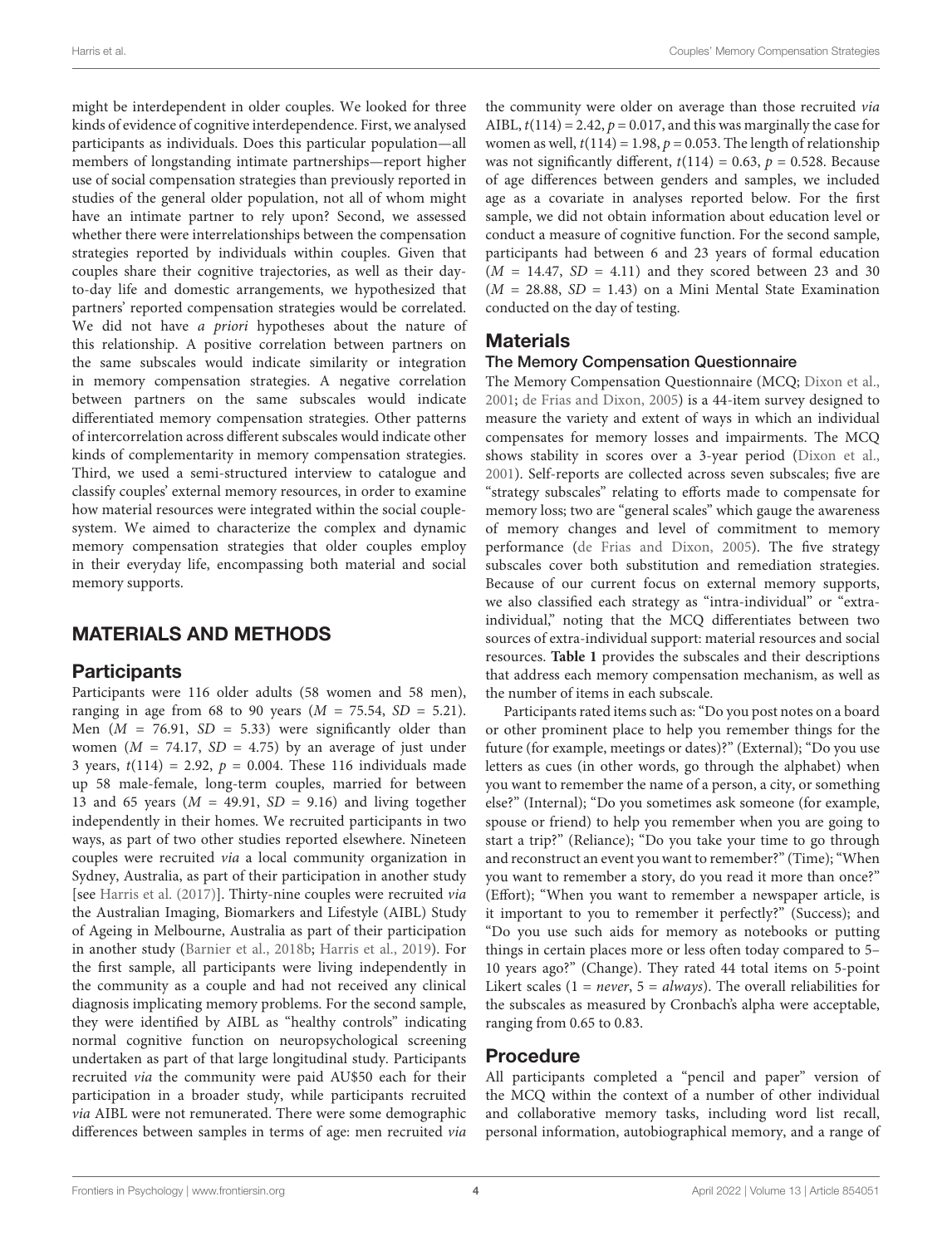might be interdependent in older couples. We looked for three kinds of evidence of cognitive interdependence. First, we analysed participants as individuals. Does this particular population—all members of longstanding intimate partnerships—report higher use of social compensation strategies than previously reported in studies of the general older population, not all of whom might have an intimate partner to rely upon? Second, we assessed whether there were interrelationships between the compensation strategies reported by individuals within couples. Given that couples share their cognitive trajectories, as well as their day-to-day life and domestic arrangements, we hypothesized that partners' reported compensation strategies would be correlated. We did not have *a priori* hypotheses about the nature of this relationship. A positive correlation between partners on the same subscales would indicate similarity or integration in memory compensation strategies. A negative correlation between partners on the same subscales would indicate differentiated memory compensation strategies. Other patterns of intercorrelation across different subscales would indicate other kinds of complementarity in memory compensation strategies. Third, we used a semi-structured interview to catalogue and classify couples' external memory resources, in order to examine how material resources were integrated within the social couple-system. We aimed to characterize the complex and dynamic memory compensation strategies that older couples employ in their everyday life, encompassing both material and social memory supports.

## MATERIALS AND METHODS

### Participants

Participants were 116 older adults (58 women and 58 men), ranging in age from 68 to 90 years ($M$ = 75.54, $SD$ = 5.21). Men ($M$ = 76.91, $SD$ = 5.33) were significantly older than women ($M$ = 74.17, $SD$ = 4.75) by an average of just under 3 years, $t(114) = 2.92$, $p = 0.004$. These 116 individuals made up 58 male-female, long-term couples, married for between 13 and 65 years ($M$ = 49.91, $SD$ = 9.16) and living together independently in their homes. We recruited participants in two ways, as part of two other studies reported elsewhere. Nineteen couples were recruited *via* a local community organization in Sydney, Australia, as part of their participation in another study [see Harris et al. (2017)]. Thirty-nine couples were recruited *via* the Australian Imaging, Biomarkers and Lifestyle (AIBL) Study of Ageing in Melbourne, Australia as part of their participation in another study (Barnier et al., 2018b; Harris et al., 2019). For the first sample, all participants were living independently in the community as a couple and had not received any clinical diagnosis implicating memory problems. For the second sample, they were identified by AIBL as "healthy controls" indicating normal cognitive function on neuropsychological screening undertaken as part of that large longitudinal study. Participants recruited *via* the community were paid AU$50 each for their participation in a broader study, while participants recruited *via* AIBL were not remunerated. There were some demographic differences between samples in terms of age: men recruited *via* the community were older on average than those recruited *via* AIBL, $t(114) = 2.42$, $p = 0.017$, and this was marginally the case for women as well, $t(114) = 1.98$, $p = 0.053$. The length of relationship was not significantly different, $t(114) = 0.63$, $p = 0.528$. Because of age differences between genders and samples, we included age as a covariate in analyses reported below. For the first sample, we did not obtain information about education level or conduct a measure of cognitive function. For the second sample, participants had between 6 and 23 years of formal education ($M$ = 14.47, $SD$ = 4.11) and they scored between 23 and 30 ($M$ = 28.88, $SD$ = 1.43) on a Mini Mental State Examination conducted on the day of testing.

### Materials

#### The Memory Compensation Questionnaire

The Memory Compensation Questionnaire (MCQ; Dixon et al., 2001; de Frias and Dixon, 2005) is a 44-item survey designed to measure the variety and extent of ways in which an individual compensates for memory losses and impairments. The MCQ shows stability in scores over a 3-year period (Dixon et al., 2001). Self-reports are collected across seven subscales; five are "strategy subscales" relating to efforts made to compensate for memory loss; two are "general scales" which gauge the awareness of memory changes and level of commitment to memory performance (de Frias and Dixon, 2005). The five strategy subscales cover both substitution and remediation strategies. Because of our current focus on external memory supports, we also classified each strategy as "intra-individual" or "extra-individual," noting that the MCQ differentiates between two sources of extra-individual support: material resources and social resources. **Table 1** provides the subscales and their descriptions that address each memory compensation mechanism, as well as the number of items in each subscale.

Participants rated items such as: "Do you post notes on a board or other prominent place to help you remember things for the future (for example, meetings or dates)?" (External); "Do you use letters as cues (in other words, go through the alphabet) when you want to remember the name of a person, a city, or something else?" (Internal); "Do you sometimes ask someone (for example, spouse or friend) to help you remember when you are going to start a trip?" (Reliance); "Do you take your time to go through and reconstruct an event you want to remember?" (Time); "When you want to remember a story, do you read it more than once?" (Effort); "When you want to remember a newspaper article, is it important to you to remember it perfectly?" (Success); and "Do you use such aids for memory as notebooks or putting things in certain places more or less often today compared to 5–10 years ago?" (Change). They rated 44 total items on 5-point Likert scales (1 = *never*, 5 = *always*). The overall reliabilities for the subscales as measured by Cronbach's alpha were acceptable, ranging from 0.65 to 0.83.

### Procedure

All participants completed a "pencil and paper" version of the MCQ within the context of a number of other individual and collaborative memory tasks, including word list recall, personal information, autobiographical memory, and a range of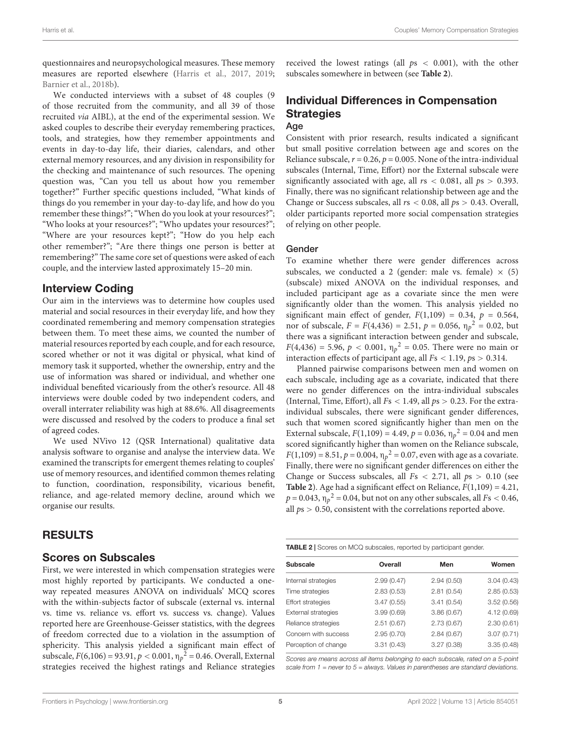questionnaires and neuropsychological measures. These memory measures are reported elsewhere (Harris et al., 2017, 2019; Barnier et al., 2018b).

We conducted interviews with a subset of 48 couples (9 of those recruited from the community, and all 39 of those recruited *via* AIBL), at the end of the experimental session. We asked couples to describe their everyday remembering practices, tools, and strategies, how they remember appointments and events in day-to-day life, their diaries, calendars, and other external memory resources, and any division in responsibility for the checking and maintenance of such resources. The opening question was, "Can you tell us about how you remember together?" Further specific questions included, "What kinds of things do you remember in your day-to-day life, and how do you remember these things?"; "When do you look at your resources?"; "Who looks at your resources?"; "Who updates your resources?"; "Where are your resources kept?"; "How do you help each other remember?"; "Are there things one person is better at remembering?" The same core set of questions were asked of each couple, and the interview lasted approximately 15–20 min.

## Interview Coding

Our aim in the interviews was to determine how couples used material and social resources in their everyday life, and how they coordinated remembering and memory compensation strategies between them. To meet these aims, we counted the number of material resources reported by each couple, and for each resource, scored whether or not it was digital or physical, what kind of memory task it supported, whether the ownership, entry and the use of information was shared or individual, and whether one individual benefited vicariously from the other's resource. All 48 interviews were double coded by two independent coders, and overall interrater reliability was high at 88.6%. All disagreements were discussed and resolved by the coders to produce a final set of agreed codes.

We used NVivo 12 (QSR International) qualitative data analysis software to organise and analyse the interview data. We examined the transcripts for emergent themes relating to couples' use of memory resources, and identified common themes relating to function, coordination, responsibility, vicarious benefit, reliance, and age-related memory decline, around which we organise our results.

# RESULTS

## Scores on Subscales

First, we were interested in which compensation strategies were most highly reported by participants. We conducted a one-way repeated measures ANOVA on individuals' MCQ scores with the within-subjects factor of subscale (external vs. internal vs. time vs. reliance vs. effort vs. success vs. change). Values reported here are Greenhouse-Geisser statistics, with the degrees of freedom corrected due to a violation in the assumption of sphericity. This analysis yielded a significant main effect of subscale, $F(6,106) = 93.91$, $p < 0.001$, $\eta_p^2 = 0.46$. Overall, External strategies received the highest ratings and Reliance strategies received the lowest ratings (all $p$s $< 0.001$), with the other subscales somewhere in between (see **Table 2**).

## Individual Differences in Compensation Strategies

### Age

Consistent with prior research, results indicated a significant but small positive correlation between age and scores on the Reliance subscale, $r = 0.26$, $p = 0.005$. None of the intra-individual subscales (Internal, Time, Effort) nor the External subscale were significantly associated with age, all $r$s $< 0.081$, all $p$s $> 0.393$. Finally, there was no significant relationship between age and the Change or Success subscales, all $r$s $< 0.08$, all $p$s $> 0.43$. Overall, older participants reported more social compensation strategies of relying on other people.

### Gender

To examine whether there were gender differences across subscales, we conducted a 2 (gender: male vs. female) × (5) (subscale) mixed ANOVA on the individual responses, and included participant age as a covariate since the men were significantly older than the women. This analysis yielded no significant main effect of gender, $F(1,109) = 0.34$, $p = 0.564$, nor of subscale, $F = F(4,436) = 2.51$, $p = 0.056$, $\eta_p^2 = 0.02$, but there was a significant interaction between gender and subscale, $F(4,436) = 5.96$, $p < 0.001$, $\eta_p^2 = 0.05$. There were no main or interaction effects of participant age, all $F$s $< 1.19$, $p$s $> 0.314$.

Planned pairwise comparisons between men and women on each subscale, including age as a covariate, indicated that there were no gender differences on the intra-individual subscales (Internal, Time, Effort), all $F$s $< 1.49$, all $p$s $> 0.23$. For the extra-individual subscales, there were significant gender differences, such that women scored significantly higher than men on the External subscale, $F(1,109) = 4.49$, $p = 0.036$, $\eta_p^2 = 0.04$ and men scored significantly higher than women on the Reliance subscale, $F(1,109) = 8.51$, $p = 0.004$, $\eta_p^2 = 0.07$, even with age as a covariate. Finally, there were no significant gender differences on either the Change or Success subscales, all $F$s $< 2.71$, all $p$s $> 0.10$ (see **Table 2**). Age had a significant effect on Reliance, $F(1,109) = 4.21$, $p = 0.043$, $\eta_p^2 = 0.04$, but not on any other subscales, all $F$s $< 0.46$, all $p$s $> 0.50$, consistent with the correlations reported above.

**TABLE 2** | Scores on MCQ subscales, reported by participant gender.

| Subscale | Overall | Men | Women |
|---|---|---|---|
| Internal strategies | 2.99 (0.47) | 2.94 (0.50) | 3.04 (0.43) |
| Time strategies | 2.83 (0.53) | 2.81 (0.54) | 2.85 (0.53) |
| Effort strategies | 3.47 (0.55) | 3.41 (0.54) | 3.52 (0.56) |
| External strategies | 3.99 (0.69) | 3.86 (0.67) | 4.12 (0.69) |
| Reliance strategies | 2.51 (0.67) | 2.73 (0.67) | 2.30 (0.61) |
| Concern with success | 2.95 (0.70) | 2.84 (0.67) | 3.07 (0.71) |
| Perception of change | 3.31 (0.43) | 3.27 (0.38) | 3.35 (0.48) |

*Scores are means across all items belonging to each subscale, rated on a 5-point scale from 1 = never to 5 = always. Values in parentheses are standard deviations.*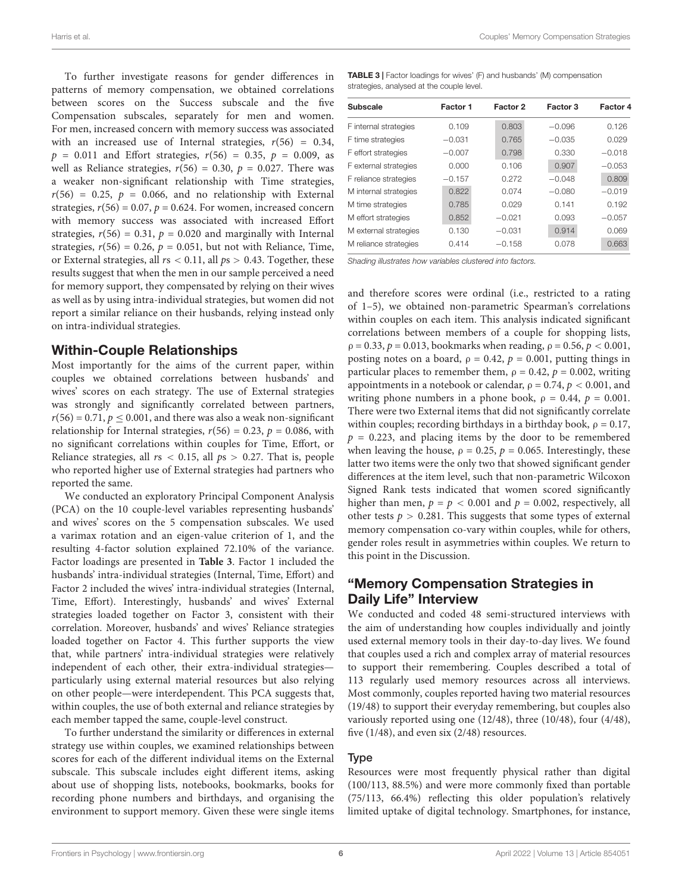To further investigate reasons for gender differences in patterns of memory compensation, we obtained correlations between scores on the Success subscale and the five Compensation subscales, separately for men and women. For men, increased concern with memory success was associated with an increased use of Internal strategies, $r(56) = 0.34$, $p = 0.011$ and Effort strategies, $r(56) = 0.35$, $p = 0.009$, as well as Reliance strategies, $r(56) = 0.30$, $p = 0.027$. There was a weaker non-significant relationship with Time strategies, $r(56) = 0.25$, $p = 0.066$, and no relationship with External strategies, $r(56) = 0.07$, $p = 0.624$. For women, increased concern with memory success was associated with increased Effort strategies, $r(56) = 0.31$, $p = 0.020$ and marginally with Internal strategies, $r(56) = 0.26$, $p = 0.051$, but not with Reliance, Time, or External strategies, all $r\text{s} < 0.11$, all $p\text{s} > 0.43$. Together, these results suggest that when the men in our sample perceived a need for memory support, they compensated by relying on their wives as well as by using intra-individual strategies, but women did not report a similar reliance on their husbands, relying instead only on intra-individual strategies.

## Within-Couple Relationships

Most importantly for the aims of the current paper, within couples we obtained correlations between husbands' and wives' scores on each strategy. The use of External strategies was strongly and significantly correlated between partners, $r(56) = 0.71$, $p \leq 0.001$, and there was also a weak non-significant relationship for Internal strategies, $r(56) = 0.23$, $p = 0.086$, with no significant correlations within couples for Time, Effort, or Reliance strategies, all $r\text{s} < 0.15$, all $p\text{s} > 0.27$. That is, people who reported higher use of External strategies had partners who reported the same.

We conducted an exploratory Principal Component Analysis (PCA) on the 10 couple-level variables representing husbands' and wives' scores on the 5 compensation subscales. We used a varimax rotation and an eigen-value criterion of 1, and the resulting 4-factor solution explained 72.10% of the variance. Factor loadings are presented in **Table 3**. Factor 1 included the husbands' intra-individual strategies (Internal, Time, Effort) and Factor 2 included the wives' intra-individual strategies (Internal, Time, Effort). Interestingly, husbands' and wives' External strategies loaded together on Factor 3, consistent with their correlation. Moreover, husbands' and wives' Reliance strategies loaded together on Factor 4. This further supports the view that, while partners' intra-individual strategies were relatively independent of each other, their extra-individual strategies—particularly using external material resources but also relying on other people—were interdependent. This PCA suggests that, within couples, the use of both external and reliance strategies by each member tapped the same, couple-level construct.

To further understand the similarity or differences in external strategy use within couples, we examined relationships between scores for each of the different individual items on the External subscale. This subscale includes eight different items, asking about use of shopping lists, notebooks, bookmarks, books for recording phone numbers and birthdays, and organising the environment to support memory. Given these were single items and therefore scores were ordinal (i.e., restricted to a rating of 1–5), we obtained non-parametric Spearman's correlations within couples on each item. This analysis indicated significant correlations between members of a couple for shopping lists, $\rho = 0.33$, $p = 0.013$, bookmarks when reading, $\rho = 0.56$, $p < 0.001$, posting notes on a board, $\rho = 0.42$, $p = 0.001$, putting things in particular places to remember them, $\rho = 0.42$, $p = 0.002$, writing appointments in a notebook or calendar, $\rho = 0.74$, $p < 0.001$, and writing phone numbers in a phone book, $\rho = 0.44$, $p = 0.001$. There were two External items that did not significantly correlate within couples; recording birthdays in a birthday book, $\rho = 0.17$, $p = 0.223$, and placing items by the door to be remembered when leaving the house, $\rho = 0.25$, $p = 0.065$. Interestingly, these latter two items were the only two that showed significant gender differences at the item level, such that non-parametric Wilcoxon Signed Rank tests indicated that women scored significantly higher than men, $p = p < 0.001$ and $p = 0.002$, respectively, all other tests $p > 0.281$. This suggests that some types of external memory compensation co-vary within couples, while for others, gender roles result in asymmetries within couples. We return to this point in the Discussion.

**TABLE 3** | Factor loadings for wives' (F) and husbands' (M) compensation strategies, analysed at the couple level.

| Subscale | Factor 1 | Factor 2 | Factor 3 | Factor 4 |
|---|---|---|---|---|
| F internal strategies | 0.109 | 0.803 | −0.096 | 0.126 |
| F time strategies | −0.031 | 0.765 | −0.035 | 0.029 |
| F effort strategies | −0.007 | 0.798 | 0.330 | −0.018 |
| F external strategies | 0.000 | 0.106 | 0.907 | −0.053 |
| F reliance strategies | −0.157 | 0.272 | −0.048 | 0.809 |
| M internal strategies | 0.822 | 0.074 | −0.080 | −0.019 |
| M time strategies | 0.785 | 0.029 | 0.141 | 0.192 |
| M effort strategies | 0.852 | −0.021 | 0.093 | −0.057 |
| M external strategies | 0.130 | −0.031 | 0.914 | 0.069 |
| M reliance strategies | 0.414 | −0.158 | 0.078 | 0.663 |

*Shading illustrates how variables clustered into factors.*

## "Memory Compensation Strategies in Daily Life" Interview

We conducted and coded 48 semi-structured interviews with the aim of understanding how couples individually and jointly used external memory tools in their day-to-day lives. We found that couples used a rich and complex array of material resources to support their remembering. Couples described a total of 113 regularly used memory resources across all interviews. Most commonly, couples reported having two material resources (19/48) to support their everyday remembering, but couples also variously reported using one (12/48), three (10/48), four (4/48), five (1/48), and even six (2/48) resources.

### Type

Resources were most frequently physical rather than digital (100/113, 88.5%) and were more commonly fixed than portable (75/113, 66.4%) reflecting this older population's relatively limited uptake of digital technology. Smartphones, for instance,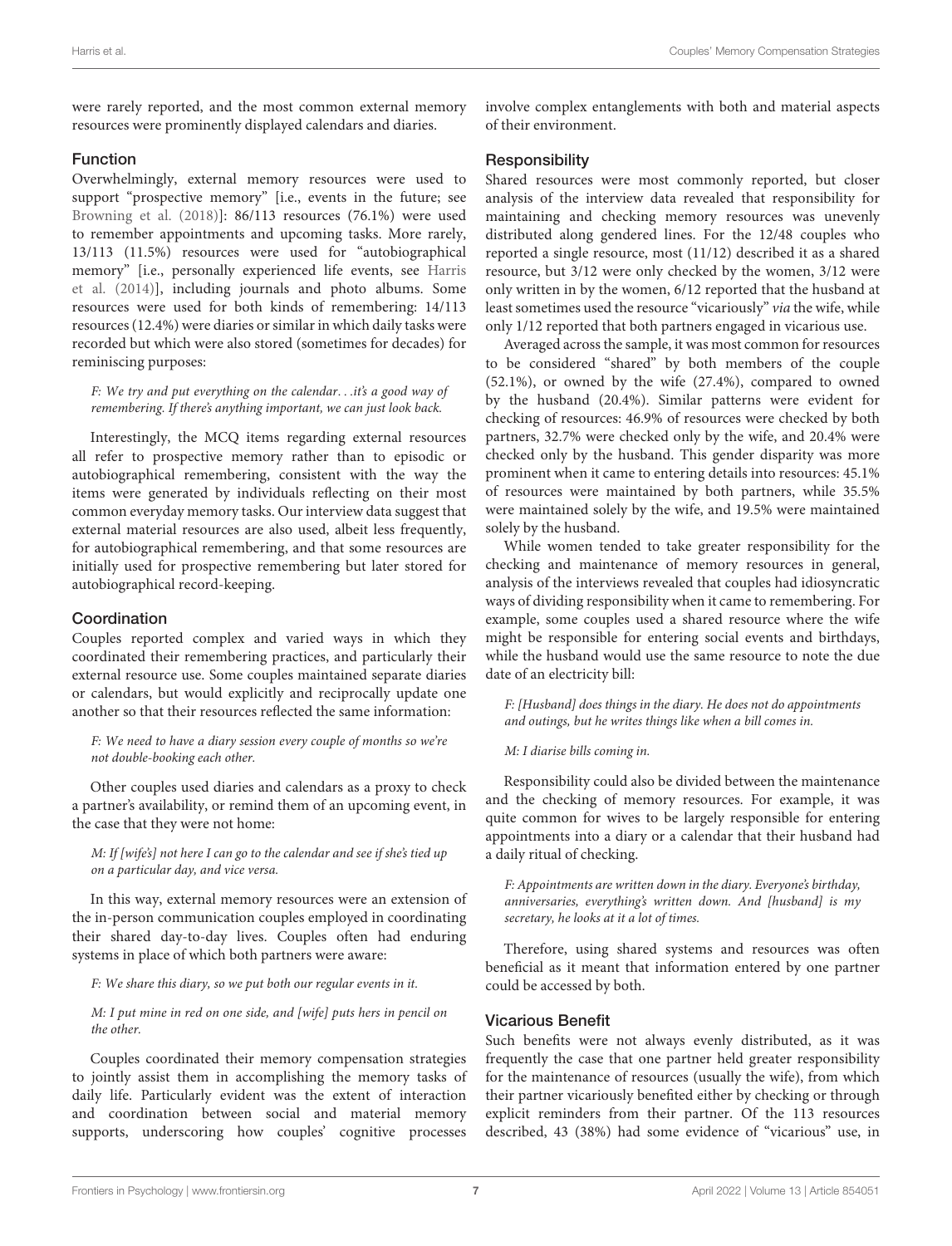were rarely reported, and the most common external memory resources were prominently displayed calendars and diaries.

### Function

Overwhelmingly, external memory resources were used to support "prospective memory" [i.e., events in the future; see Browning et al. (2018)]: 86/113 resources (76.1%) were used to remember appointments and upcoming tasks. More rarely, 13/113 (11.5%) resources were used for "autobiographical memory" [i.e., personally experienced life events, see Harris et al. (2014)], including journals and photo albums. Some resources were used for both kinds of remembering: 14/113 resources (12.4%) were diaries or similar in which daily tasks were recorded but which were also stored (sometimes for decades) for reminiscing purposes:

> *F: We try and put everything on the calendar. . .it's a good way of remembering. If there's anything important, we can just look back.*

Interestingly, the MCQ items regarding external resources all refer to prospective memory rather than to episodic or autobiographical remembering, consistent with the way the items were generated by individuals reflecting on their most common everyday memory tasks. Our interview data suggest that external material resources are also used, albeit less frequently, for autobiographical remembering, and that some resources are initially used for prospective remembering but later stored for autobiographical record-keeping.

### Coordination

Couples reported complex and varied ways in which they coordinated their remembering practices, and particularly their external resource use. Some couples maintained separate diaries or calendars, but would explicitly and reciprocally update one another so that their resources reflected the same information:

> *F: We need to have a diary session every couple of months so we're not double-booking each other.*

Other couples used diaries and calendars as a proxy to check a partner's availability, or remind them of an upcoming event, in the case that they were not home:

> *M: If [wife's] not here I can go to the calendar and see if she's tied up on a particular day, and vice versa.*

In this way, external memory resources were an extension of the in-person communication couples employed in coordinating their shared day-to-day lives. Couples often had enduring systems in place of which both partners were aware:

> *F: We share this diary, so we put both our regular events in it.*
>
> *M: I put mine in red on one side, and [wife] puts hers in pencil on the other.*

Couples coordinated their memory compensation strategies to jointly assist them in accomplishing the memory tasks of daily life. Particularly evident was the extent of interaction and coordination between social and material memory supports, underscoring how couples' cognitive processes involve complex entanglements with both and material aspects of their environment.

### Responsibility

Shared resources were most commonly reported, but closer analysis of the interview data revealed that responsibility for maintaining and checking memory resources was unevenly distributed along gendered lines. For the 12/48 couples who reported a single resource, most (11/12) described it as a shared resource, but 3/12 were only checked by the women, 3/12 were only written in by the women, 6/12 reported that the husband at least sometimes used the resource "vicariously" *via* the wife, while only 1/12 reported that both partners engaged in vicarious use.

Averaged across the sample, it was most common for resources to be considered "shared" by both members of the couple (52.1%), or owned by the wife (27.4%), compared to owned by the husband (20.4%). Similar patterns were evident for checking of resources: 46.9% of resources were checked by both partners, 32.7% were checked only by the wife, and 20.4% were checked only by the husband. This gender disparity was more prominent when it came to entering details into resources: 45.1% of resources were maintained by both partners, while 35.5% were maintained solely by the wife, and 19.5% were maintained solely by the husband.

While women tended to take greater responsibility for the checking and maintenance of memory resources in general, analysis of the interviews revealed that couples had idiosyncratic ways of dividing responsibility when it came to remembering. For example, some couples used a shared resource where the wife might be responsible for entering social events and birthdays, while the husband would use the same resource to note the due date of an electricity bill:

> *F: [Husband] does things in the diary. He does not do appointments and outings, but he writes things like when a bill comes in.*
>
> *M: I diarise bills coming in.*

Responsibility could also be divided between the maintenance and the checking of memory resources. For example, it was quite common for wives to be largely responsible for entering appointments into a diary or a calendar that their husband had a daily ritual of checking.

> *F: Appointments are written down in the diary. Everyone's birthday, anniversaries, everything's written down. And [husband] is my secretary, he looks at it a lot of times.*

Therefore, using shared systems and resources was often beneficial as it meant that information entered by one partner could be accessed by both.

### Vicarious Benefit

Such benefits were not always evenly distributed, as it was frequently the case that one partner held greater responsibility for the maintenance of resources (usually the wife), from which their partner vicariously benefited either by checking or through explicit reminders from their partner. Of the 113 resources described, 43 (38%) had some evidence of "vicarious" use, in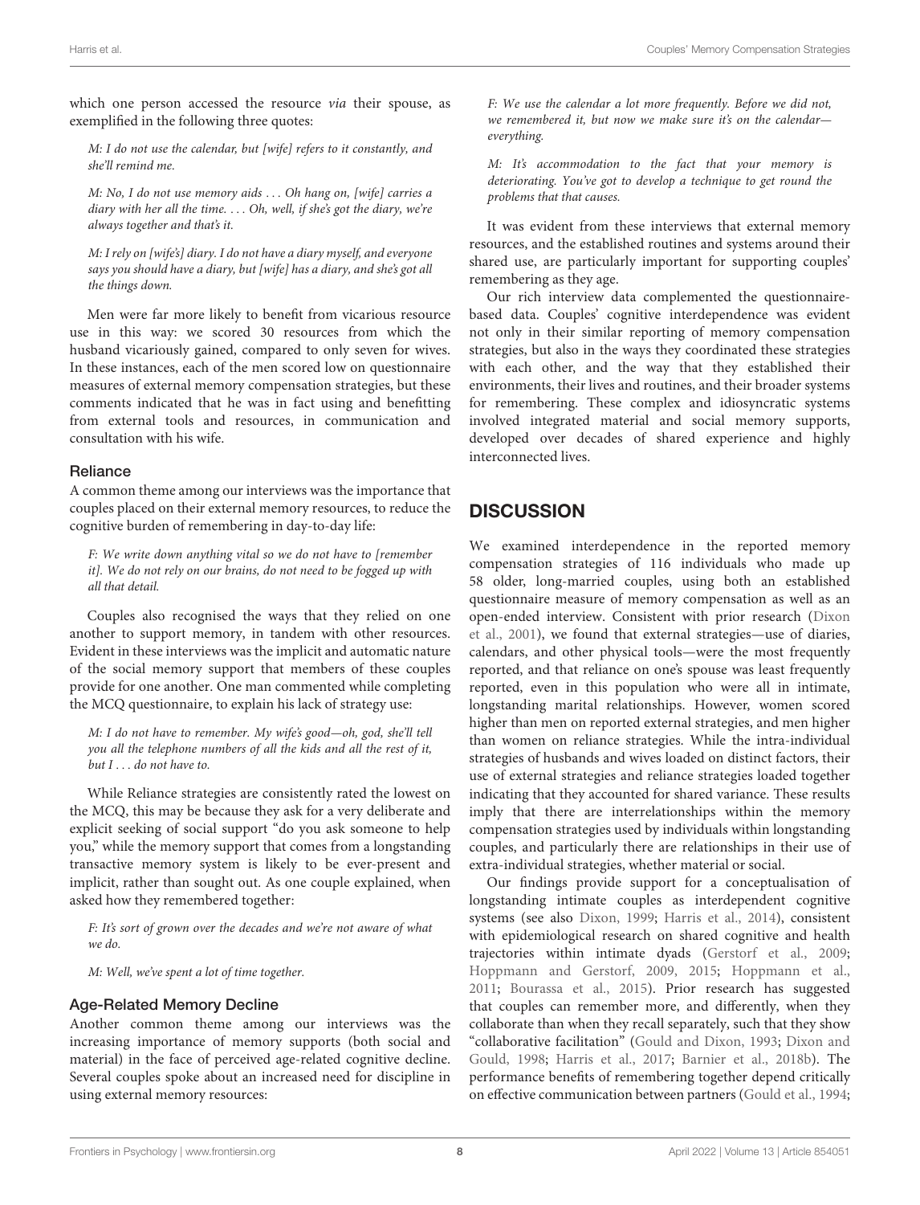which one person accessed the resource *via* their spouse, as exemplified in the following three quotes:

*M: I do not use the calendar, but [wife] refers to it constantly, and she'll remind me.*

*M: No, I do not use memory aids . . . Oh hang on, [wife] carries a diary with her all the time. . . . Oh, well, if she's got the diary, we're always together and that's it.*

*M: I rely on [wife's] diary. I do not have a diary myself, and everyone says you should have a diary, but [wife] has a diary, and she's got all the things down.*

Men were far more likely to benefit from vicarious resource use in this way: we scored 30 resources from which the husband vicariously gained, compared to only seven for wives. In these instances, each of the men scored low on questionnaire measures of external memory compensation strategies, but these comments indicated that he was in fact using and benefitting from external tools and resources, in communication and consultation with his wife.

### Reliance

A common theme among our interviews was the importance that couples placed on their external memory resources, to reduce the cognitive burden of remembering in day-to-day life:

*F: We write down anything vital so we do not have to [remember it]. We do not rely on our brains, do not need to be fogged up with all that detail.*

Couples also recognised the ways that they relied on one another to support memory, in tandem with other resources. Evident in these interviews was the implicit and automatic nature of the social memory support that members of these couples provide for one another. One man commented while completing the MCQ questionnaire, to explain his lack of strategy use:

*M: I do not have to remember. My wife's good—oh, god, she'll tell you all the telephone numbers of all the kids and all the rest of it, but I . . . do not have to.*

While Reliance strategies are consistently rated the lowest on the MCQ, this may be because they ask for a very deliberate and explicit seeking of social support "do you ask someone to help you," while the memory support that comes from a longstanding transactive memory system is likely to be ever-present and implicit, rather than sought out. As one couple explained, when asked how they remembered together:

*F: It's sort of grown over the decades and we're not aware of what we do.*

*M: Well, we've spent a lot of time together.*

### Age-Related Memory Decline

Another common theme among our interviews was the increasing importance of memory supports (both social and material) in the face of perceived age-related cognitive decline. Several couples spoke about an increased need for discipline in using external memory resources:

*F: We use the calendar a lot more frequently. Before we did not, we remembered it, but now we make sure it's on the calendar—everything.*

*M: It's accommodation to the fact that your memory is deteriorating. You've got to develop a technique to get round the problems that that causes.*

It was evident from these interviews that external memory resources, and the established routines and systems around their shared use, are particularly important for supporting couples' remembering as they age.

Our rich interview data complemented the questionnaire-based data. Couples' cognitive interdependence was evident not only in their similar reporting of memory compensation strategies, but also in the ways they coordinated these strategies with each other, and the way that they established their environments, their lives and routines, and their broader systems for remembering. These complex and idiosyncratic systems involved integrated material and social memory supports, developed over decades of shared experience and highly interconnected lives.

## DISCUSSION

We examined interdependence in the reported memory compensation strategies of 116 individuals who made up 58 older, long-married couples, using both an established questionnaire measure of memory compensation as well as an open-ended interview. Consistent with prior research (Dixon et al., 2001), we found that external strategies—use of diaries, calendars, and other physical tools—were the most frequently reported, and that reliance on one's spouse was least frequently reported, even in this population who were all in intimate, longstanding marital relationships. However, women scored higher than men on reported external strategies, and men higher than women on reliance strategies. While the intra-individual strategies of husbands and wives loaded on distinct factors, their use of external strategies and reliance strategies loaded together indicating that they accounted for shared variance. These results imply that there are interrelationships within the memory compensation strategies used by individuals within longstanding couples, and particularly there are relationships in their use of extra-individual strategies, whether material or social.

Our findings provide support for a conceptualisation of longstanding intimate couples as interdependent cognitive systems (see also Dixon, 1999; Harris et al., 2014), consistent with epidemiological research on shared cognitive and health trajectories within intimate dyads (Gerstorf et al., 2009; Hoppmann and Gerstorf, 2009, 2015; Hoppmann et al., 2011; Bourassa et al., 2015). Prior research has suggested that couples can remember more, and differently, when they collaborate than when they recall separately, such that they show "collaborative facilitation" (Gould and Dixon, 1993; Dixon and Gould, 1998; Harris et al., 2017; Barnier et al., 2018b). The performance benefits of remembering together depend critically on effective communication between partners (Gould et al., 1994;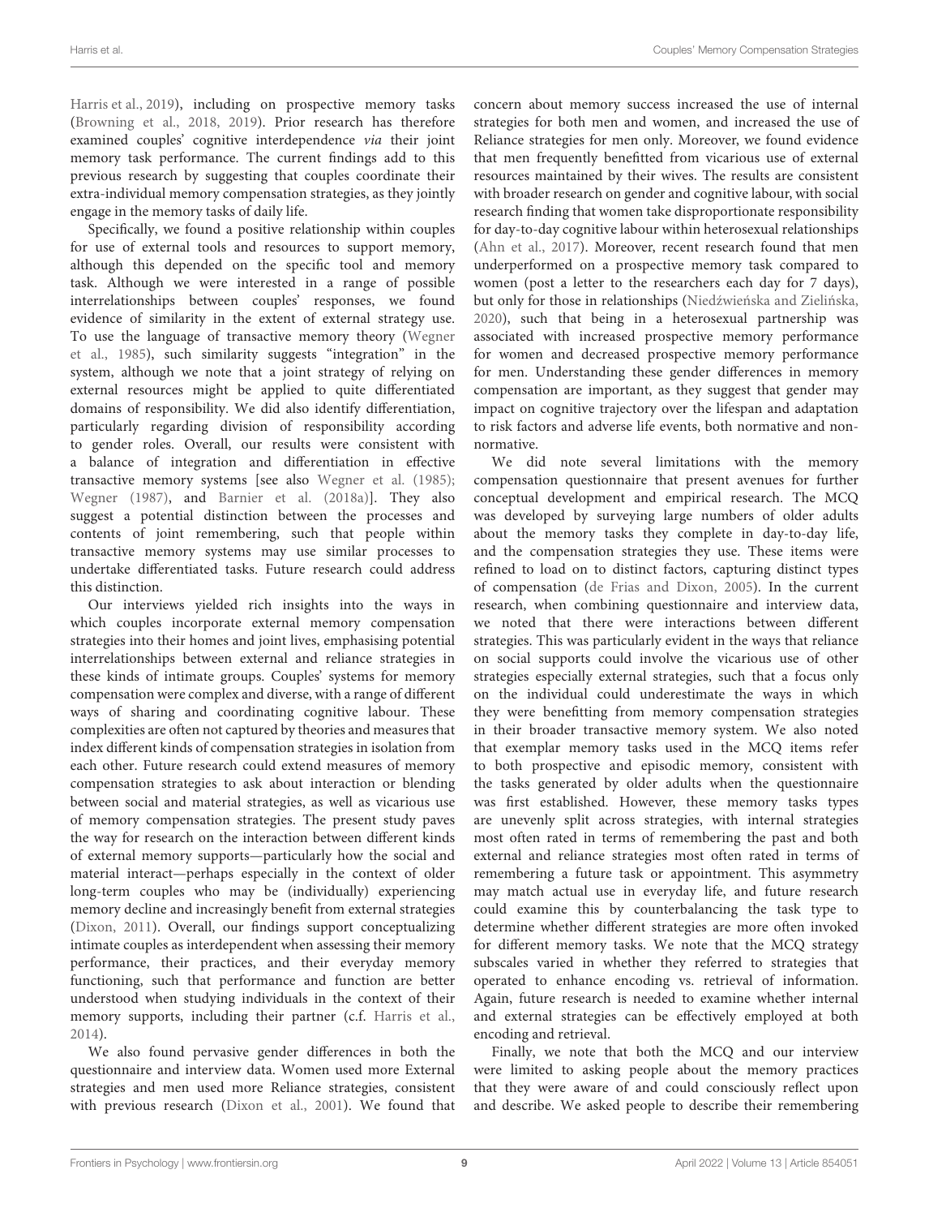Harris et al., 2019), including on prospective memory tasks (Browning et al., 2018, 2019). Prior research has therefore examined couples' cognitive interdependence *via* their joint memory task performance. The current findings add to this previous research by suggesting that couples coordinate their extra-individual memory compensation strategies, as they jointly engage in the memory tasks of daily life.

Specifically, we found a positive relationship within couples for use of external tools and resources to support memory, although this depended on the specific tool and memory task. Although we were interested in a range of possible interrelationships between couples' responses, we found evidence of similarity in the extent of external strategy use. To use the language of transactive memory theory (Wegner et al., 1985), such similarity suggests "integration" in the system, although we note that a joint strategy of relying on external resources might be applied to quite differentiated domains of responsibility. We did also identify differentiation, particularly regarding division of responsibility according to gender roles. Overall, our results were consistent with a balance of integration and differentiation in effective transactive memory systems [see also Wegner et al. (1985); Wegner (1987), and Barnier et al. (2018a)]. They also suggest a potential distinction between the processes and contents of joint remembering, such that people within transactive memory systems may use similar processes to undertake differentiated tasks. Future research could address this distinction.

Our interviews yielded rich insights into the ways in which couples incorporate external memory compensation strategies into their homes and joint lives, emphasising potential interrelationships between external and reliance strategies in these kinds of intimate groups. Couples' systems for memory compensation were complex and diverse, with a range of different ways of sharing and coordinating cognitive labour. These complexities are often not captured by theories and measures that index different kinds of compensation strategies in isolation from each other. Future research could extend measures of memory compensation strategies to ask about interaction or blending between social and material strategies, as well as vicarious use of memory compensation strategies. The present study paves the way for research on the interaction between different kinds of external memory supports—particularly how the social and material interact—perhaps especially in the context of older long-term couples who may be (individually) experiencing memory decline and increasingly benefit from external strategies (Dixon, 2011). Overall, our findings support conceptualizing intimate couples as interdependent when assessing their memory performance, their practices, and their everyday memory functioning, such that performance and function are better understood when studying individuals in the context of their memory supports, including their partner (c.f. Harris et al., 2014).

We also found pervasive gender differences in both the questionnaire and interview data. Women used more External strategies and men used more Reliance strategies, consistent with previous research (Dixon et al., 2001). We found that concern about memory success increased the use of internal strategies for both men and women, and increased the use of Reliance strategies for men only. Moreover, we found evidence that men frequently benefitted from vicarious use of external resources maintained by their wives. The results are consistent with broader research on gender and cognitive labour, with social research finding that women take disproportionate responsibility for day-to-day cognitive labour within heterosexual relationships (Ahn et al., 2017). Moreover, recent research found that men underperformed on a prospective memory task compared to women (post a letter to the researchers each day for 7 days), but only for those in relationships (Niedźwieńska and Zielińska, 2020), such that being in a heterosexual partnership was associated with increased prospective memory performance for women and decreased prospective memory performance for men. Understanding these gender differences in memory compensation are important, as they suggest that gender may impact on cognitive trajectory over the lifespan and adaptation to risk factors and adverse life events, both normative and non-normative.

We did note several limitations with the memory compensation questionnaire that present avenues for further conceptual development and empirical research. The MCQ was developed by surveying large numbers of older adults about the memory tasks they complete in day-to-day life, and the compensation strategies they use. These items were refined to load on to distinct factors, capturing distinct types of compensation (de Frias and Dixon, 2005). In the current research, when combining questionnaire and interview data, we noted that there were interactions between different strategies. This was particularly evident in the ways that reliance on social supports could involve the vicarious use of other strategies especially external strategies, such that a focus only on the individual could underestimate the ways in which they were benefitting from memory compensation strategies in their broader transactive memory system. We also noted that exemplar memory tasks used in the MCQ items refer to both prospective and episodic memory, consistent with the tasks generated by older adults when the questionnaire was first established. However, these memory tasks types are unevenly split across strategies, with internal strategies most often rated in terms of remembering the past and both external and reliance strategies most often rated in terms of remembering a future task or appointment. This asymmetry may match actual use in everyday life, and future research could examine this by counterbalancing the task type to determine whether different strategies are more often invoked for different memory tasks. We note that the MCQ strategy subscales varied in whether they referred to strategies that operated to enhance encoding vs. retrieval of information. Again, future research is needed to examine whether internal and external strategies can be effectively employed at both encoding and retrieval.

Finally, we note that both the MCQ and our interview were limited to asking people about the memory practices that they were aware of and could consciously reflect upon and describe. We asked people to describe their remembering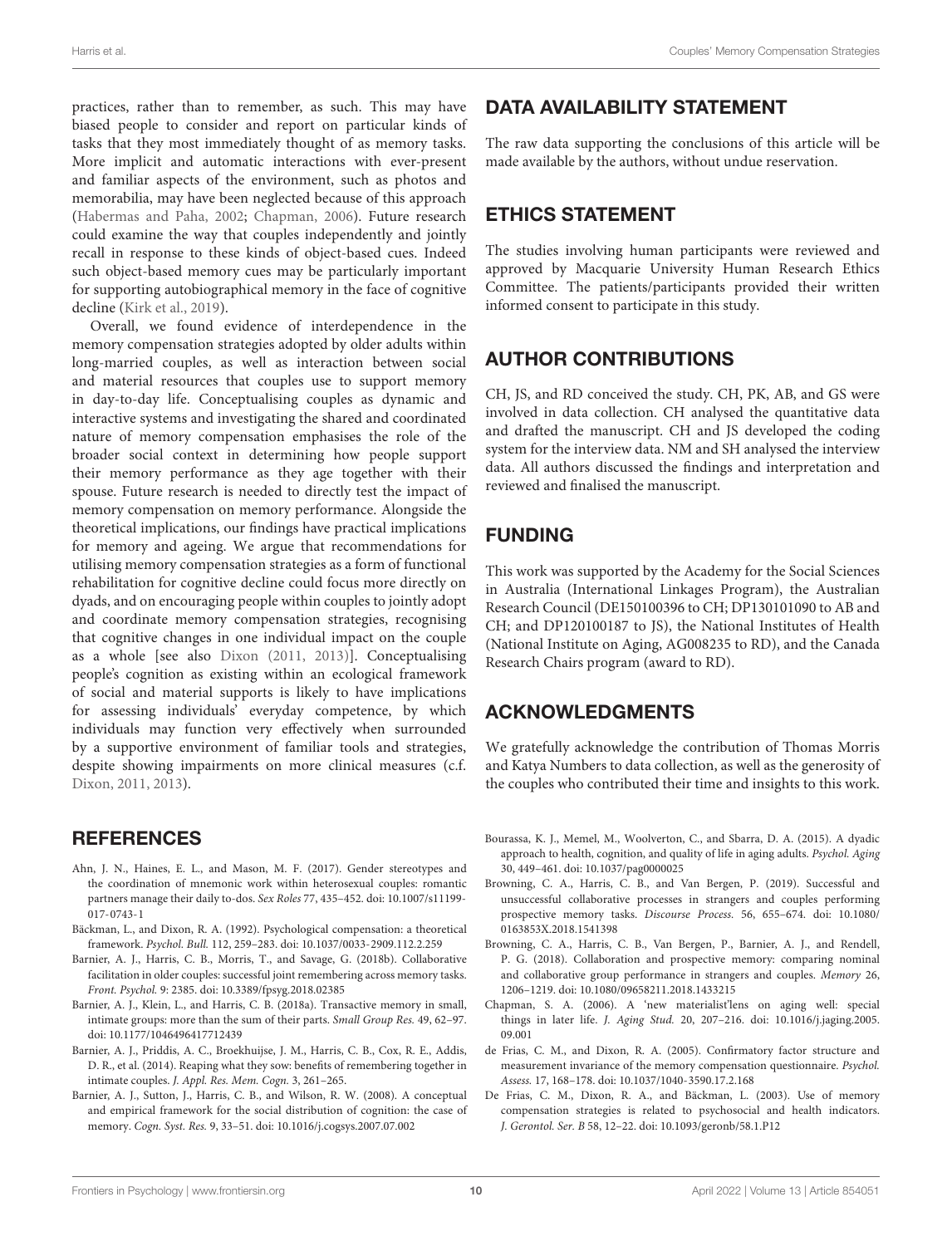practices, rather than to remember, as such. This may have biased people to consider and report on particular kinds of tasks that they most immediately thought of as memory tasks. More implicit and automatic interactions with ever-present and familiar aspects of the environment, such as photos and memorabilia, may have been neglected because of this approach (Habermas and Paha, 2002; Chapman, 2006). Future research could examine the way that couples independently and jointly recall in response to these kinds of object-based cues. Indeed such object-based memory cues may be particularly important for supporting autobiographical memory in the face of cognitive decline (Kirk et al., 2019).

Overall, we found evidence of interdependence in the memory compensation strategies adopted by older adults within long-married couples, as well as interaction between social and material resources that couples use to support memory in day-to-day life. Conceptualising couples as dynamic and interactive systems and investigating the shared and coordinated nature of memory compensation emphasises the role of the broader social context in determining how people support their memory performance as they age together with their spouse. Future research is needed to directly test the impact of memory compensation on memory performance. Alongside the theoretical implications, our findings have practical implications for memory and ageing. We argue that recommendations for utilising memory compensation strategies as a form of functional rehabilitation for cognitive decline could focus more directly on dyads, and on encouraging people within couples to jointly adopt and coordinate memory compensation strategies, recognising that cognitive changes in one individual impact on the couple as a whole [see also Dixon (2011, 2013)]. Conceptualising people's cognition as existing within an ecological framework of social and material supports is likely to have implications for assessing individuals' everyday competence, by which individuals may function very effectively when surrounded by a supportive environment of familiar tools and strategies, despite showing impairments on more clinical measures (c.f. Dixon, 2011, 2013).

## DATA AVAILABILITY STATEMENT

The raw data supporting the conclusions of this article will be made available by the authors, without undue reservation.

## ETHICS STATEMENT

The studies involving human participants were reviewed and approved by Macquarie University Human Research Ethics Committee. The patients/participants provided their written informed consent to participate in this study.

## AUTHOR CONTRIBUTIONS

CH, JS, and RD conceived the study. CH, PK, AB, and GS were involved in data collection. CH analysed the quantitative data and drafted the manuscript. CH and JS developed the coding system for the interview data. NM and SH analysed the interview data. All authors discussed the findings and interpretation and reviewed and finalised the manuscript.

## FUNDING

This work was supported by the Academy for the Social Sciences in Australia (International Linkages Program), the Australian Research Council (DE150100396 to CH; DP130101090 to AB and CH; and DP120100187 to JS), the National Institutes of Health (National Institute on Aging, AG008235 to RD), and the Canada Research Chairs program (award to RD).

## ACKNOWLEDGMENTS

We gratefully acknowledge the contribution of Thomas Morris and Katya Numbers to data collection, as well as the generosity of the couples who contributed their time and insights to this work.

## REFERENCES

Ahn, J. N., Haines, E. L., and Mason, M. F. (2017). Gender stereotypes and the coordination of mnemonic work within heterosexual couples: romantic partners manage their daily to-dos. *Sex Roles* 77, 435–452. doi: 10.1007/s11199-017-0743-1

Bäckman, L., and Dixon, R. A. (1992). Psychological compensation: a theoretical framework. *Psychol. Bull.* 112, 259–283. doi: 10.1037/0033-2909.112.2.259

Barnier, A. J., Harris, C. B., Morris, T., and Savage, G. (2018b). Collaborative facilitation in older couples: successful joint remembering across memory tasks. *Front. Psychol.* 9: 2385. doi: 10.3389/fpsyg.2018.02385

Barnier, A. J., Klein, L., and Harris, C. B. (2018a). Transactive memory in small, intimate groups: more than the sum of their parts. *Small Group Res.* 49, 62–97. doi: 10.1177/1046496417712439

Barnier, A. J., Priddis, A. C., Broekhuijse, J. M., Harris, C. B., Cox, R. E., Addis, D. R., et al. (2014). Reaping what they sow: benefits of remembering together in intimate couples. *J. Appl. Res. Mem. Cogn.* 3, 261–265.

Barnier, A. J., Sutton, J., Harris, C. B., and Wilson, R. W. (2008). A conceptual and empirical framework for the social distribution of cognition: the case of memory. *Cogn. Syst. Res.* 9, 33–51. doi: 10.1016/j.cogsys.2007.07.002

Bourassa, K. J., Memel, M., Woolverton, C., and Sbarra, D. A. (2015). A dyadic approach to health, cognition, and quality of life in aging adults. *Psychol. Aging* 30, 449–461. doi: 10.1037/pag0000025

Browning, C. A., Harris, C. B., and Van Bergen, P. (2019). Successful and unsuccessful collaborative processes in strangers and couples performing prospective memory tasks. *Discourse Process.* 56, 655–674. doi: 10.1080/0163853X.2018.1541398

Browning, C. A., Harris, C. B., Van Bergen, P., Barnier, A. J., and Rendell, P. G. (2018). Collaboration and prospective memory: comparing nominal and collaborative group performance in strangers and couples. *Memory* 26, 1206–1219. doi: 10.1080/09658211.2018.1433215

Chapman, S. A. (2006). A 'new materialist'lens on aging well: special things in later life. *J. Aging Stud.* 20, 207–216. doi: 10.1016/j.jaging.2005.09.001

de Frias, C. M., and Dixon, R. A. (2005). Confirmatory factor structure and measurement invariance of the memory compensation questionnaire. *Psychol. Assess.* 17, 168–178. doi: 10.1037/1040-3590.17.2.168

De Frias, C. M., Dixon, R. A., and Bäckman, L. (2003). Use of memory compensation strategies is related to psychosocial and health indicators. *J. Gerontol. Ser. B* 58, 12–22. doi: 10.1093/geronb/58.1.P12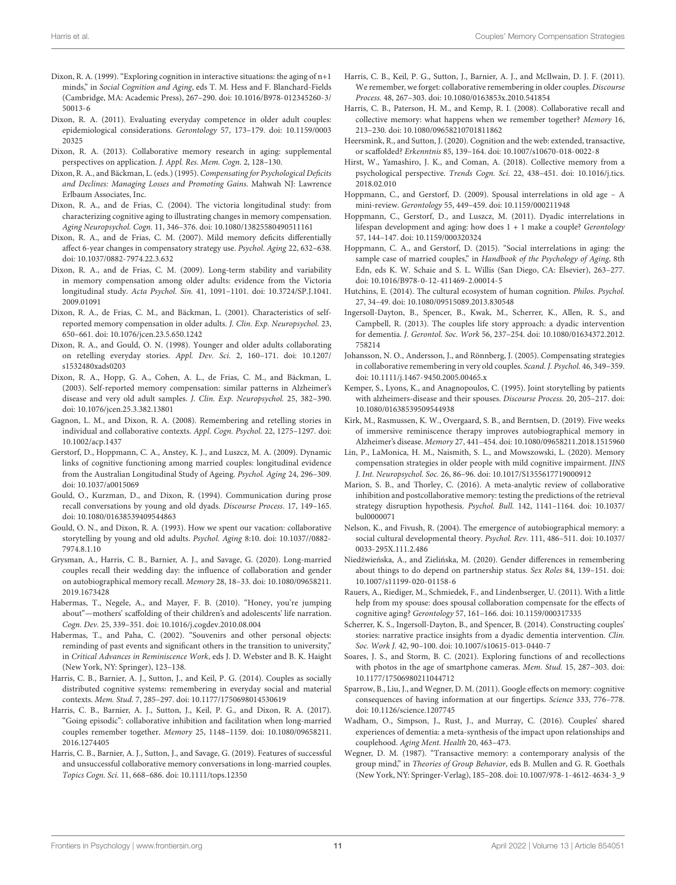Dixon, R. A. (1999). "Exploring cognition in interactive situations: the aging of n+1 minds," in *Social Cognition and Aging*, eds T. M. Hess and F. Blanchard-Fields (Cambridge, MA: Academic Press), 267–290. doi: 10.1016/B978-012345260-3/50013-6

Dixon, R. A. (2011). Evaluating everyday competence in older adult couples: epidemiological considerations. *Gerontology* 57, 173–179. doi: 10.1159/000320325

Dixon, R. A. (2013). Collaborative memory research in aging: supplemental perspectives on application. *J. Appl. Res. Mem. Cogn.* 2, 128–130.

Dixon, R. A., and Bäckman, L. (eds.) (1995). *Compensating for Psychological Deficits and Declines: Managing Losses and Promoting Gains*. Mahwah NJ: Lawrence Erlbaum Associates, Inc.

Dixon, R. A., and de Frias, C. (2004). The victoria longitudinal study: from characterizing cognitive aging to illustrating changes in memory compensation. *Aging Neuropsychol. Cogn.* 11, 346–376. doi: 10.1080/13825580490511161

Dixon, R. A., and de Frias, C. M. (2007). Mild memory deficits differentially affect 6-year changes in compensatory strategy use. *Psychol. Aging* 22, 632–638. doi: 10.1037/0882-7974.22.3.632

Dixon, R. A., and de Frias, C. M. (2009). Long-term stability and variability in memory compensation among older adults: evidence from the Victoria longitudinal study. *Acta Psychol. Sin.* 41, 1091–1101. doi: 10.3724/SP.J.1041.2009.01091

Dixon, R. A., de Frias, C. M., and Bäckman, L. (2001). Characteristics of self-reported memory compensation in older adults. *J. Clin. Exp. Neuropsychol.* 23, 650–661. doi: 10.1076/jcen.23.5.650.1242

Dixon, R. A., and Gould, O. N. (1998). Younger and older adults collaborating on retelling everyday stories. *Appl. Dev. Sci.* 2, 160–171. doi: 10.1207/s1532480xads0203

Dixon, R. A., Hopp, G. A., Cohen, A. L., de Frias, C. M., and Bäckman, L. (2003). Self-reported memory compensation: similar patterns in Alzheimer's disease and very old adult samples. *J. Clin. Exp. Neuropsychol.* 25, 382–390. doi: 10.1076/jcen.25.3.382.13801

Gagnon, L. M., and Dixon, R. A. (2008). Remembering and retelling stories in individual and collaborative contexts. *Appl. Cogn. Psychol.* 22, 1275–1297. doi: 10.1002/acp.1437

Gerstorf, D., Hoppmann, C. A., Anstey, K. J., and Luszcz, M. A. (2009). Dynamic links of cognitive functioning among married couples: longitudinal evidence from the Australian Longitudinal Study of Ageing. *Psychol. Aging* 24, 296–309. doi: 10.1037/a0015069

Gould, O., Kurzman, D., and Dixon, R. (1994). Communication during prose recall conversations by young and old dyads. *Discourse Process.* 17, 149–165. doi: 10.1080/01638539409544863

Gould, O. N., and Dixon, R. A. (1993). How we spent our vacation: collaborative storytelling by young and old adults. *Psychol. Aging* 8:10. doi: 10.1037//0882-7974.8.1.10

Grysman, A., Harris, C. B., Barnier, A. J., and Savage, G. (2020). Long-married couples recall their wedding day: the influence of collaboration and gender on autobiographical memory recall. *Memory* 28, 18–33. doi: 10.1080/09658211.2019.1673428

Habermas, T., Negele, A., and Mayer, F. B. (2010). "Honey, you're jumping about"—mothers' scaffolding of their children's and adolescents' life narration. *Cogn. Dev.* 25, 339–351. doi: 10.1016/j.cogdev.2010.08.004

Habermas, T., and Paha, C. (2002). "Souvenirs and other personal objects: reminding of past events and significant others in the transition to university," in *Critical Advances in Reminiscence Work*, eds J. D. Webster and B. K. Haight (New York, NY: Springer), 123–138.

Harris, C. B., Barnier, A. J., Sutton, J., and Keil, P. G. (2014). Couples as socially distributed cognitive systems: remembering in everyday social and material contexts. *Mem. Stud.* 7, 285–297. doi: 10.1177/1750698014530619

Harris, C. B., Barnier, A. J., Sutton, J., Keil, P. G., and Dixon, R. A. (2017). "Going episodic": collaborative inhibition and facilitation when long-married couples remember together. *Memory* 25, 1148–1159. doi: 10.1080/09658211.2016.1274405

Harris, C. B., Barnier, A. J., Sutton, J., and Savage, G. (2019). Features of successful and unsuccessful collaborative memory conversations in long-married couples. *Topics Cogn. Sci.* 11, 668–686. doi: 10.1111/tops.12350

Harris, C. B., Keil, P. G., Sutton, J., Barnier, A. J., and McIlwain, D. J. F. (2011). We remember, we forget: collaborative remembering in older couples. *Discourse Process.* 48, 267–303. doi: 10.1080/0163853x.2010.541854

Harris, C. B., Paterson, H. M., and Kemp, R. I. (2008). Collaborative recall and collective memory: what happens when we remember together? *Memory* 16, 213–230. doi: 10.1080/09658210701811862

Heersmink, R., and Sutton, J. (2020). Cognition and the web: extended, transactive, or scaffolded? *Erkenntnis* 85, 139–164. doi: 10.1007/s10670-018-0022-8

Hirst, W., Yamashiro, J. K., and Coman, A. (2018). Collective memory from a psychological perspective. *Trends Cogn. Sci.* 22, 438–451. doi: 10.1016/j.tics.2018.02.010

Hoppmann, C., and Gerstorf, D. (2009). Spousal interrelations in old age – A mini-review. *Gerontology* 55, 449–459. doi: 10.1159/000211948

Hoppmann, C., Gerstorf, D., and Luszcz, M. (2011). Dyadic interrelations in lifespan development and aging: how does 1 + 1 make a couple? *Gerontology* 57, 144–147. doi: 10.1159/000320324

Hoppmann, C. A., and Gerstorf, D. (2015). "Social interrelations in aging: the sample case of married couples," in *Handbook of the Psychology of Aging*, 8th Edn, eds K. W. Schaie and S. L. Willis (San Diego, CA: Elsevier), 263–277. doi: 10.1016/B978-0-12-411469-2.00014-5

Hutchins, E. (2014). The cultural ecosystem of human cognition. *Philos. Psychol.* 27, 34–49. doi: 10.1080/09515089.2013.830548

Ingersoll-Dayton, B., Spencer, B., Kwak, M., Scherrer, K., Allen, R. S., and Campbell, R. (2013). The couples life story approach: a dyadic intervention for dementia. *J. Gerontol. Soc. Work* 56, 237–254. doi: 10.1080/01634372.2012.758214

Johansson, N. O., Andersson, J., and Rönnberg, J. (2005). Compensating strategies in collaborative remembering in very old couples. *Scand. J. Psychol.* 46, 349–359. doi: 10.1111/j.1467-9450.2005.00465.x

Kemper, S., Lyons, K., and Anagnopoulos, C. (1995). Joint storytelling by patients with alzheimers-disease and their spouses. *Discourse Process.* 20, 205–217. doi: 10.1080/01638539509544938

Kirk, M., Rasmussen, K. W., Overgaard, S. B., and Berntsen, D. (2019). Five weeks of immersive reminiscence therapy improves autobiographical memory in Alzheimer's disease. *Memory* 27, 441–454. doi: 10.1080/09658211.2018.1515960

Lin, P., LaMonica, H. M., Naismith, S. L., and Mowszowski, L. (2020). Memory compensation strategies in older people with mild cognitive impairment. *JINS J. Int. Neuropsychol. Soc.* 26, 86–96. doi: 10.1017/S1355617719000912

Marion, S. B., and Thorley, C. (2016). A meta-analytic review of collaborative inhibition and postcollaborative memory: testing the predictions of the retrieval strategy disruption hypothesis. *Psychol. Bull.* 142, 1141–1164. doi: 10.1037/bul0000071

Nelson, K., and Fivush, R. (2004). The emergence of autobiographical memory: a social cultural developmental theory. *Psychol. Rev.* 111, 486–511. doi: 10.1037/0033-295X.111.2.486

Niedźwieńska, A., and Zielińska, M. (2020). Gender differences in remembering about things to do depend on partnership status. *Sex Roles* 84, 139–151. doi: 10.1007/s11199-020-01158-6

Rauers, A., Riediger, M., Schmiedek, F., and Lindenberger, U. (2011). With a little help from my spouse: does spousal collaboration compensate for the effects of cognitive aging? *Gerontology* 57, 161–166. doi: 10.1159/000317335

Scherrer, K. S., Ingersoll-Dayton, B., and Spencer, B. (2014). Constructing couples' stories: narrative practice insights from a dyadic dementia intervention. *Clin. Soc. Work J.* 42, 90–100. doi: 10.1007/s10615-013-0440-7

Soares, J. S., and Storm, B. C. (2021). Exploring functions of and recollections with photos in the age of smartphone cameras. *Mem. Stud.* 15, 287–303. doi: 10.1177/17506980211044712

Sparrow, B., Liu, J., and Wegner, D. M. (2011). Google effects on memory: cognitive consequences of having information at our fingertips. *Science* 333, 776–778. doi: 10.1126/science.1207745

Wadham, O., Simpson, J., Rust, J., and Murray, C. (2016). Couples' shared experiences of dementia: a meta-synthesis of the impact upon relationships and couplehood. *Aging Ment. Health* 20, 463–473.

Wegner, D. M. (1987). "Transactive memory: a contemporary analysis of the group mind," in *Theories of Group Behavior*, eds B. Mullen and G. R. Goethals (New York, NY: Springer-Verlag), 185–208. doi: 10.1007/978-1-4612-4634-3_9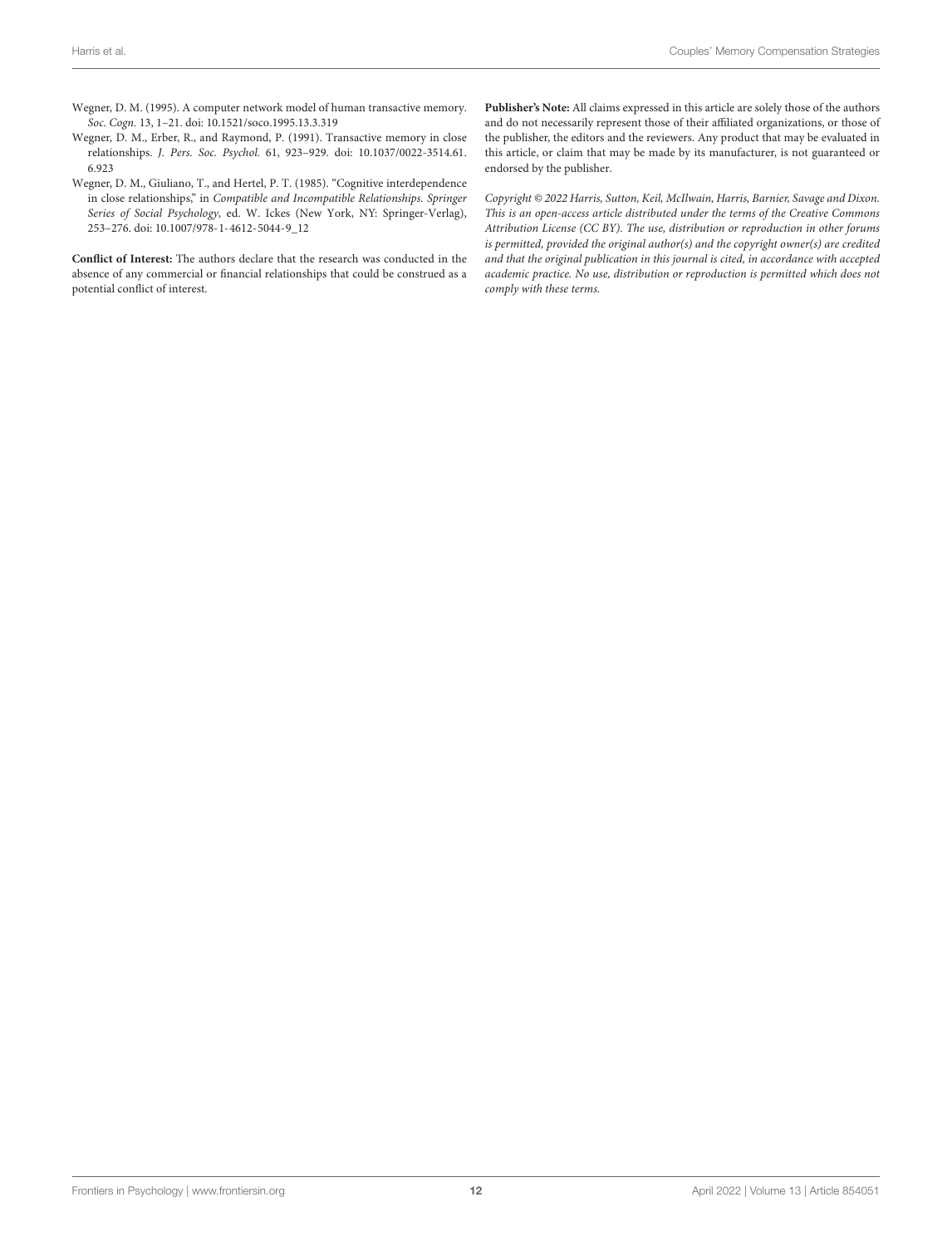Wegner, D. M. (1995). A computer network model of human transactive memory. *Soc. Cogn.* 13, 1–21. doi: 10.1521/soco.1995.13.3.319

Wegner, D. M., Erber, R., and Raymond, P. (1991). Transactive memory in close relationships. *J. Pers. Soc. Psychol.* 61, 923–929. doi: 10.1037/0022-3514.61.6.923

Wegner, D. M., Giuliano, T., and Hertel, P. T. (1985). "Cognitive interdependence in close relationships," in *Compatible and Incompatible Relationships. Springer Series of Social Psychology*, ed. W. Ickes (New York, NY: Springer-Verlag), 253–276. doi: 10.1007/978-1-4612-5044-9_12

**Conflict of Interest:** The authors declare that the research was conducted in the absence of any commercial or financial relationships that could be construed as a potential conflict of interest.

**Publisher's Note:** All claims expressed in this article are solely those of the authors and do not necessarily represent those of their affiliated organizations, or those of the publisher, the editors and the reviewers. Any product that may be evaluated in this article, or claim that may be made by its manufacturer, is not guaranteed or endorsed by the publisher.

*Copyright © 2022 Harris, Sutton, Keil, McIlwain, Harris, Barnier, Savage and Dixon. This is an open-access article distributed under the terms of the Creative Commons Attribution License (CC BY). The use, distribution or reproduction in other forums is permitted, provided the original author(s) and the copyright owner(s) are credited and that the original publication in this journal is cited, in accordance with accepted academic practice. No use, distribution or reproduction is permitted which does not comply with these terms.*